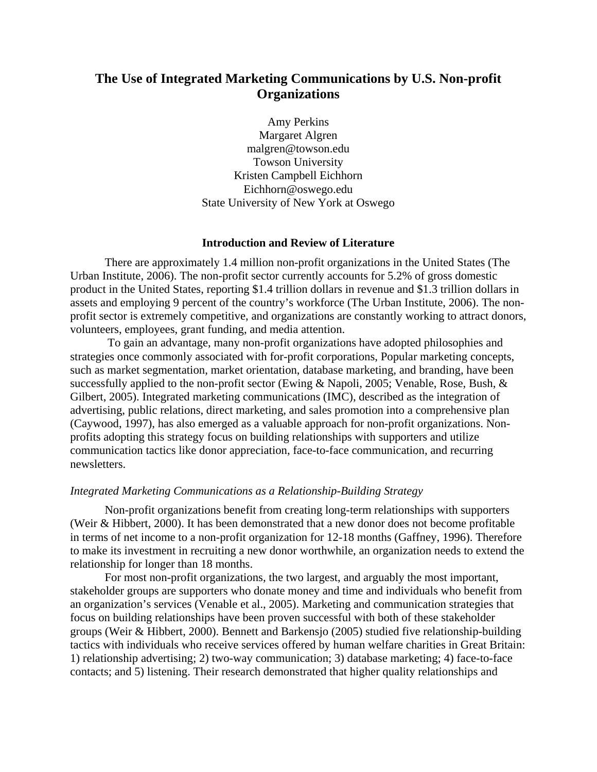# The Use of Integrated Marketing Communications by U.S. Non-profit Organizations

Amy Perkins
Margaret Algren
malgren@towson.edu
Towson University
Kristen Campbell Eichhorn
Eichhorn@oswego.edu
State University of New York at Oswego

## Introduction and Review of Literature

There are approximately 1.4 million non-profit organizations in the United States (The Urban Institute, 2006). The non-profit sector currently accounts for 5.2% of gross domestic product in the United States, reporting $1.4 trillion dollars in revenue and $1.3 trillion dollars in assets and employing 9 percent of the country's workforce (The Urban Institute, 2006). The non-profit sector is extremely competitive, and organizations are constantly working to attract donors, volunteers, employees, grant funding, and media attention.

To gain an advantage, many non-profit organizations have adopted philosophies and strategies once commonly associated with for-profit corporations, Popular marketing concepts, such as market segmentation, market orientation, database marketing, and branding, have been successfully applied to the non-profit sector (Ewing & Napoli, 2005; Venable, Rose, Bush, & Gilbert, 2005). Integrated marketing communications (IMC), described as the integration of advertising, public relations, direct marketing, and sales promotion into a comprehensive plan (Caywood, 1997), has also emerged as a valuable approach for non-profit organizations. Non-profits adopting this strategy focus on building relationships with supporters and utilize communication tactics like donor appreciation, face-to-face communication, and recurring newsletters.

### *Integrated Marketing Communications as a Relationship-Building Strategy*

Non-profit organizations benefit from creating long-term relationships with supporters (Weir & Hibbert, 2000). It has been demonstrated that a new donor does not become profitable in terms of net income to a non-profit organization for 12-18 months (Gaffney, 1996). Therefore to make its investment in recruiting a new donor worthwhile, an organization needs to extend the relationship for longer than 18 months.

For most non-profit organizations, the two largest, and arguably the most important, stakeholder groups are supporters who donate money and time and individuals who benefit from an organization's services (Venable et al., 2005). Marketing and communication strategies that focus on building relationships have been proven successful with both of these stakeholder groups (Weir & Hibbert, 2000). Bennett and Barkensjo (2005) studied five relationship-building tactics with individuals who receive services offered by human welfare charities in Great Britain: 1) relationship advertising; 2) two-way communication; 3) database marketing; 4) face-to-face contacts; and 5) listening. Their research demonstrated that higher quality relationships and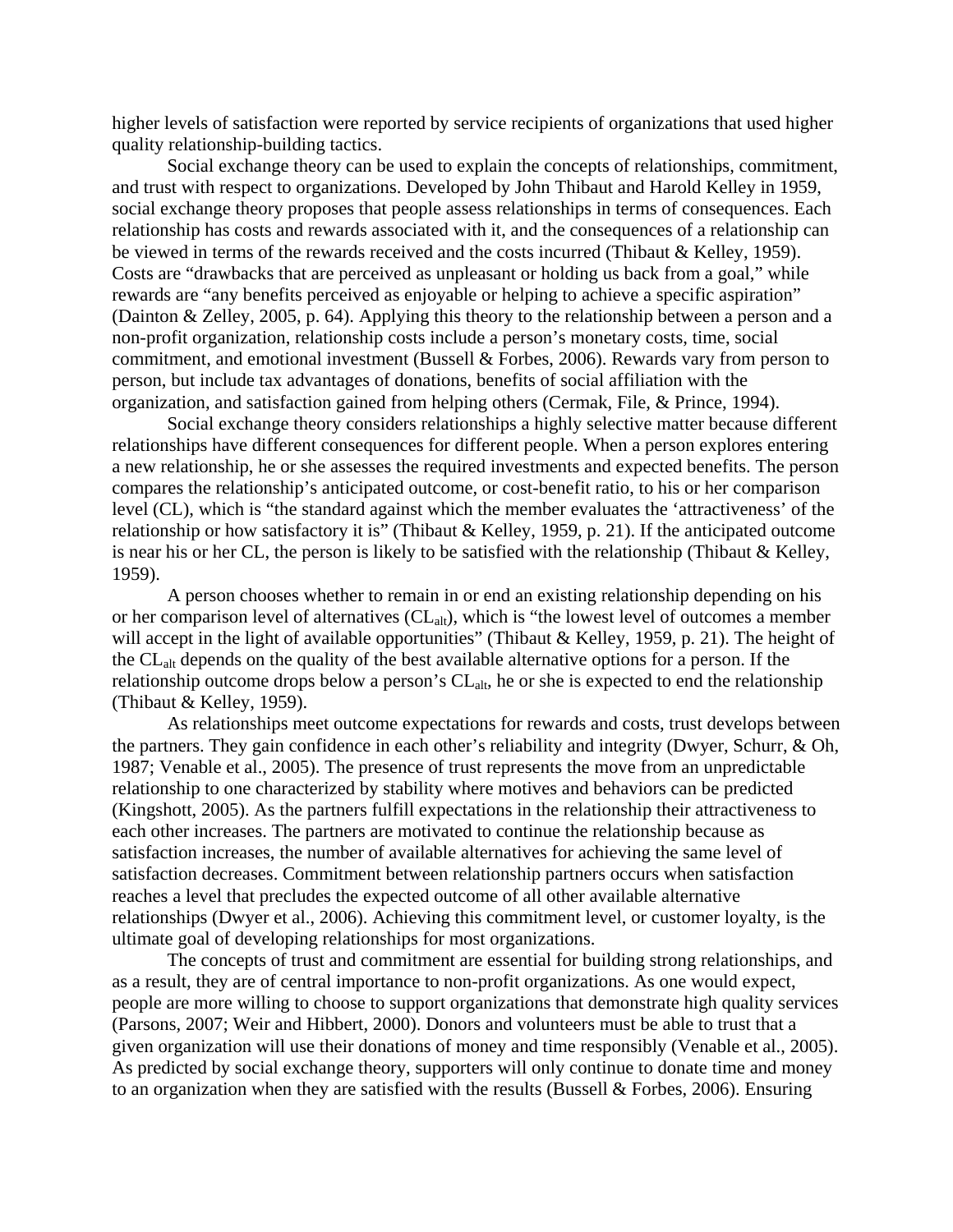higher levels of satisfaction were reported by service recipients of organizations that used higher quality relationship-building tactics.

Social exchange theory can be used to explain the concepts of relationships, commitment, and trust with respect to organizations. Developed by John Thibaut and Harold Kelley in 1959, social exchange theory proposes that people assess relationships in terms of consequences. Each relationship has costs and rewards associated with it, and the consequences of a relationship can be viewed in terms of the rewards received and the costs incurred (Thibaut & Kelley, 1959). Costs are "drawbacks that are perceived as unpleasant or holding us back from a goal," while rewards are "any benefits perceived as enjoyable or helping to achieve a specific aspiration" (Dainton & Zelley, 2005, p. 64). Applying this theory to the relationship between a person and a non-profit organization, relationship costs include a person's monetary costs, time, social commitment, and emotional investment (Bussell & Forbes, 2006). Rewards vary from person to person, but include tax advantages of donations, benefits of social affiliation with the organization, and satisfaction gained from helping others (Cermak, File, & Prince, 1994).

Social exchange theory considers relationships a highly selective matter because different relationships have different consequences for different people. When a person explores entering a new relationship, he or she assesses the required investments and expected benefits. The person compares the relationship's anticipated outcome, or cost-benefit ratio, to his or her comparison level (CL), which is "the standard against which the member evaluates the 'attractiveness' of the relationship or how satisfactory it is" (Thibaut & Kelley, 1959, p. 21). If the anticipated outcome is near his or her CL, the person is likely to be satisfied with the relationship (Thibaut & Kelley, 1959).

A person chooses whether to remain in or end an existing relationship depending on his or her comparison level of alternatives ($CL_{alt}$), which is "the lowest level of outcomes a member will accept in the light of available opportunities" (Thibaut & Kelley, 1959, p. 21). The height of the $CL_{alt}$ depends on the quality of the best available alternative options for a person. If the relationship outcome drops below a person's $CL_{alt}$, he or she is expected to end the relationship (Thibaut & Kelley, 1959).

As relationships meet outcome expectations for rewards and costs, trust develops between the partners. They gain confidence in each other's reliability and integrity (Dwyer, Schurr, & Oh, 1987; Venable et al., 2005). The presence of trust represents the move from an unpredictable relationship to one characterized by stability where motives and behaviors can be predicted (Kingshott, 2005). As the partners fulfill expectations in the relationship their attractiveness to each other increases. The partners are motivated to continue the relationship because as satisfaction increases, the number of available alternatives for achieving the same level of satisfaction decreases. Commitment between relationship partners occurs when satisfaction reaches a level that precludes the expected outcome of all other available alternative relationships (Dwyer et al., 2006). Achieving this commitment level, or customer loyalty, is the ultimate goal of developing relationships for most organizations.

The concepts of trust and commitment are essential for building strong relationships, and as a result, they are of central importance to non-profit organizations. As one would expect, people are more willing to choose to support organizations that demonstrate high quality services (Parsons, 2007; Weir and Hibbert, 2000). Donors and volunteers must be able to trust that a given organization will use their donations of money and time responsibly (Venable et al., 2005). As predicted by social exchange theory, supporters will only continue to donate time and money to an organization when they are satisfied with the results (Bussell & Forbes, 2006). Ensuring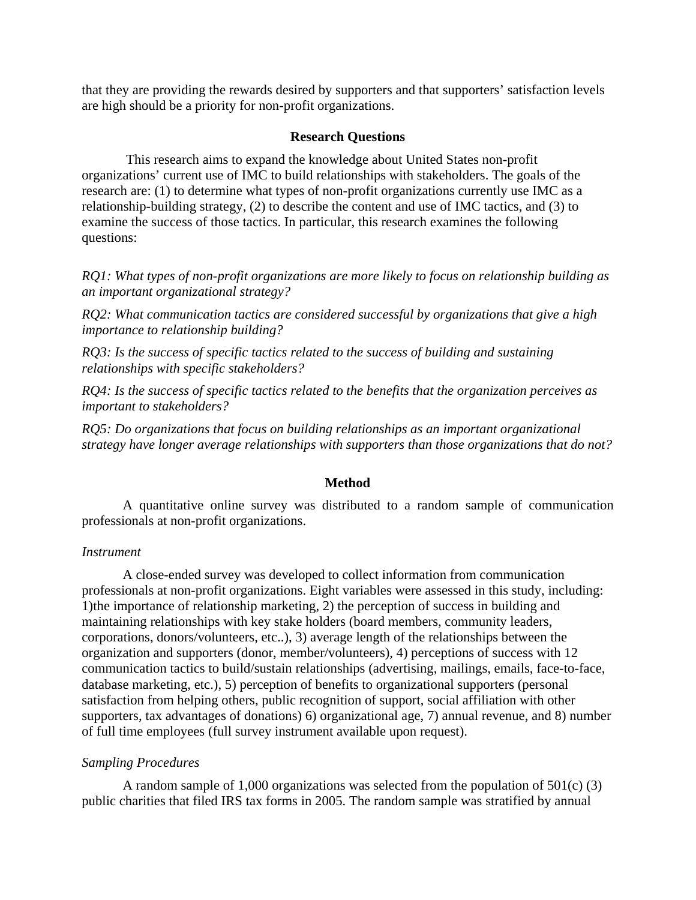that they are providing the rewards desired by supporters and that supporters' satisfaction levels are high should be a priority for non-profit organizations.

## Research Questions

This research aims to expand the knowledge about United States non-profit organizations' current use of IMC to build relationships with stakeholders. The goals of the research are: (1) to determine what types of non-profit organizations currently use IMC as a relationship-building strategy, (2) to describe the content and use of IMC tactics, and (3) to examine the success of those tactics. In particular, this research examines the following questions:

*RQ1: What types of non-profit organizations are more likely to focus on relationship building as an important organizational strategy?*

*RQ2: What communication tactics are considered successful by organizations that give a high importance to relationship building?*

*RQ3: Is the success of specific tactics related to the success of building and sustaining relationships with specific stakeholders?*

*RQ4: Is the success of specific tactics related to the benefits that the organization perceives as important to stakeholders?*

*RQ5: Do organizations that focus on building relationships as an important organizational strategy have longer average relationships with supporters than those organizations that do not?*

## Method

A quantitative online survey was distributed to a random sample of communication professionals at non-profit organizations.

### *Instrument*

A close-ended survey was developed to collect information from communication professionals at non-profit organizations. Eight variables were assessed in this study, including: 1)the importance of relationship marketing, 2) the perception of success in building and maintaining relationships with key stake holders (board members, community leaders, corporations, donors/volunteers, etc..), 3) average length of the relationships between the organization and supporters (donor, member/volunteers), 4) perceptions of success with 12 communication tactics to build/sustain relationships (advertising, mailings, emails, face-to-face, database marketing, etc.), 5) perception of benefits to organizational supporters (personal satisfaction from helping others, public recognition of support, social affiliation with other supporters, tax advantages of donations) 6) organizational age, 7) annual revenue, and 8) number of full time employees (full survey instrument available upon request).

### *Sampling Procedures*

A random sample of 1,000 organizations was selected from the population of 501(c) (3) public charities that filed IRS tax forms in 2005. The random sample was stratified by annual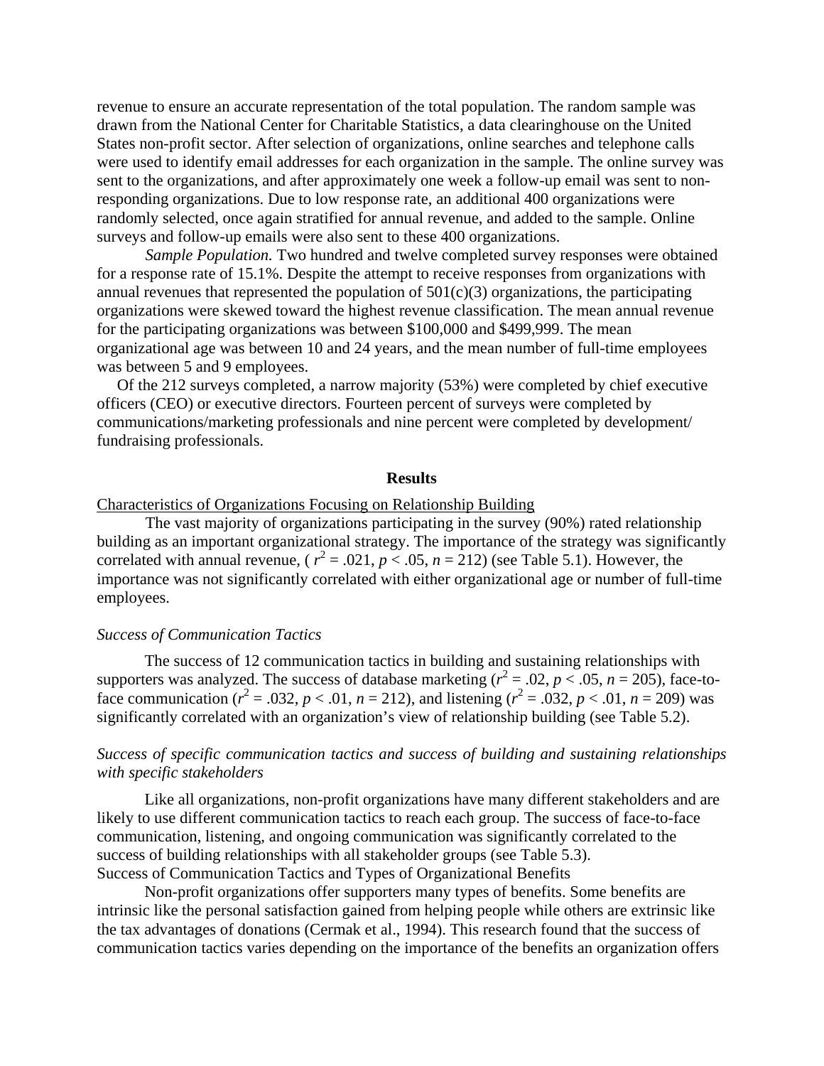revenue to ensure an accurate representation of the total population. The random sample was drawn from the National Center for Charitable Statistics, a data clearinghouse on the United States non-profit sector. After selection of organizations, online searches and telephone calls were used to identify email addresses for each organization in the sample. The online survey was sent to the organizations, and after approximately one week a follow-up email was sent to non-responding organizations. Due to low response rate, an additional 400 organizations were randomly selected, once again stratified for annual revenue, and added to the sample. Online surveys and follow-up emails were also sent to these 400 organizations.

*Sample Population.* Two hundred and twelve completed survey responses were obtained for a response rate of 15.1%. Despite the attempt to receive responses from organizations with annual revenues that represented the population of 501(c)(3) organizations, the participating organizations were skewed toward the highest revenue classification. The mean annual revenue for the participating organizations was between $100,000 and $499,999. The mean organizational age was between 10 and 24 years, and the mean number of full-time employees was between 5 and 9 employees.

Of the 212 surveys completed, a narrow majority (53%) were completed by chief executive officers (CEO) or executive directors. Fourteen percent of surveys were completed by communications/marketing professionals and nine percent were completed by development/ fundraising professionals.

## Results

Characteristics of Organizations Focusing on Relationship Building

The vast majority of organizations participating in the survey (90%) rated relationship building as an important organizational strategy. The importance of the strategy was significantly correlated with annual revenue, ( $r^2 = .021$, $p < .05$, $n = 212$) (see Table 5.1). However, the importance was not significantly correlated with either organizational age or number of full-time employees.

### *Success of Communication Tactics*

The success of 12 communication tactics in building and sustaining relationships with supporters was analyzed. The success of database marketing ($r^2 = .02$, $p < .05$, $n = 205$), face-to-face communication ($r^2 = .032$, $p < .01$, $n = 212$), and listening ($r^2 = .032$, $p < .01$, $n = 209$) was significantly correlated with an organization's view of relationship building (see Table 5.2).

### *Success of specific communication tactics and success of building and sustaining relationships with specific stakeholders*

Like all organizations, non-profit organizations have many different stakeholders and are likely to use different communication tactics to reach each group. The success of face-to-face communication, listening, and ongoing communication was significantly correlated to the success of building relationships with all stakeholder groups (see Table 5.3).

Success of Communication Tactics and Types of Organizational Benefits

Non-profit organizations offer supporters many types of benefits. Some benefits are intrinsic like the personal satisfaction gained from helping people while others are extrinsic like the tax advantages of donations (Cermak et al., 1994). This research found that the success of communication tactics varies depending on the importance of the benefits an organization offers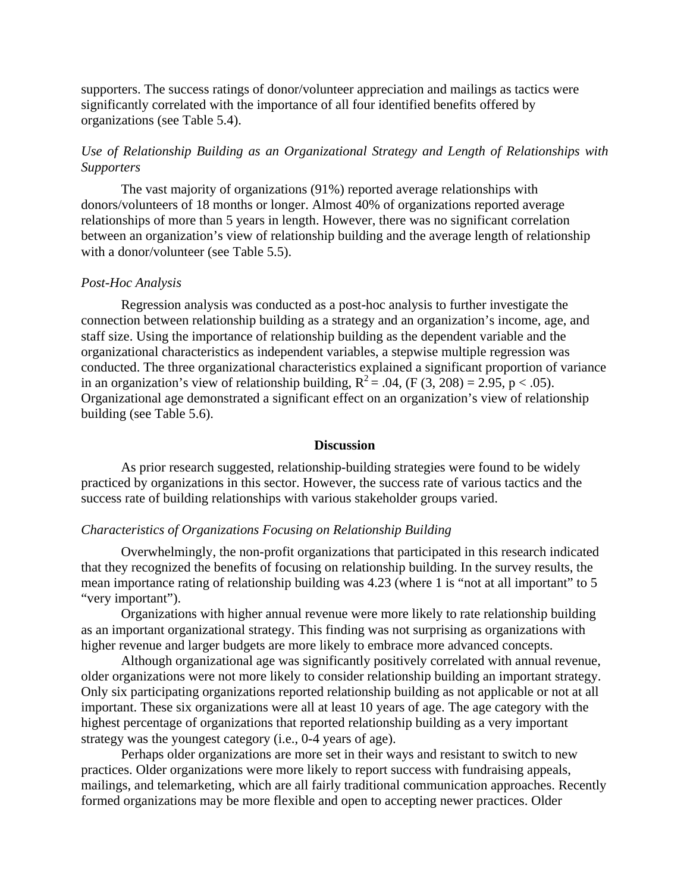supporters. The success ratings of donor/volunteer appreciation and mailings as tactics were significantly correlated with the importance of all four identified benefits offered by organizations (see Table 5.4).

*Use of Relationship Building as an Organizational Strategy and Length of Relationships with Supporters*

The vast majority of organizations (91%) reported average relationships with donors/volunteers of 18 months or longer. Almost 40% of organizations reported average relationships of more than 5 years in length. However, there was no significant correlation between an organization's view of relationship building and the average length of relationship with a donor/volunteer (see Table 5.5).

*Post-Hoc Analysis*

Regression analysis was conducted as a post-hoc analysis to further investigate the connection between relationship building as a strategy and an organization's income, age, and staff size. Using the importance of relationship building as the dependent variable and the organizational characteristics as independent variables, a stepwise multiple regression was conducted. The three organizational characteristics explained a significant proportion of variance in an organization's view of relationship building, $R^2 = .04$, ($F(3, 208) = 2.95$, $p < .05$). Organizational age demonstrated a significant effect on an organization's view of relationship building (see Table 5.6).

## Discussion

As prior research suggested, relationship-building strategies were found to be widely practiced by organizations in this sector. However, the success rate of various tactics and the success rate of building relationships with various stakeholder groups varied.

*Characteristics of Organizations Focusing on Relationship Building*

Overwhelmingly, the non-profit organizations that participated in this research indicated that they recognized the benefits of focusing on relationship building. In the survey results, the mean importance rating of relationship building was 4.23 (where 1 is "not at all important" to 5 "very important").

Organizations with higher annual revenue were more likely to rate relationship building as an important organizational strategy. This finding was not surprising as organizations with higher revenue and larger budgets are more likely to embrace more advanced concepts.

Although organizational age was significantly positively correlated with annual revenue, older organizations were not more likely to consider relationship building an important strategy. Only six participating organizations reported relationship building as not applicable or not at all important. These six organizations were all at least 10 years of age. The age category with the highest percentage of organizations that reported relationship building as a very important strategy was the youngest category (i.e., 0-4 years of age).

Perhaps older organizations are more set in their ways and resistant to switch to new practices. Older organizations were more likely to report success with fundraising appeals, mailings, and telemarketing, which are all fairly traditional communication approaches. Recently formed organizations may be more flexible and open to accepting newer practices. Older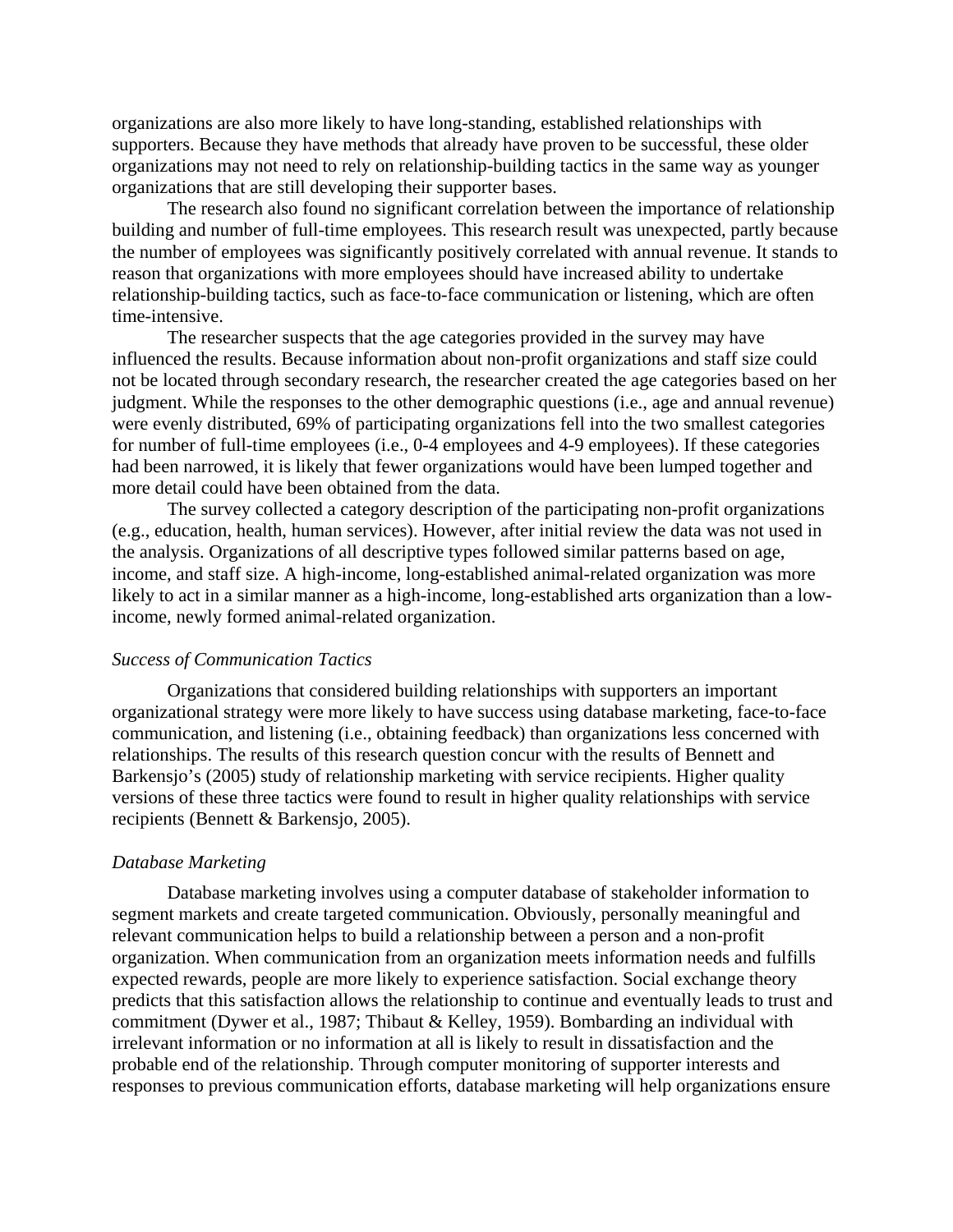organizations are also more likely to have long-standing, established relationships with supporters. Because they have methods that already have proven to be successful, these older organizations may not need to rely on relationship-building tactics in the same way as younger organizations that are still developing their supporter bases.

The research also found no significant correlation between the importance of relationship building and number of full-time employees. This research result was unexpected, partly because the number of employees was significantly positively correlated with annual revenue. It stands to reason that organizations with more employees should have increased ability to undertake relationship-building tactics, such as face-to-face communication or listening, which are often time-intensive.

The researcher suspects that the age categories provided in the survey may have influenced the results. Because information about non-profit organizations and staff size could not be located through secondary research, the researcher created the age categories based on her judgment. While the responses to the other demographic questions (i.e., age and annual revenue) were evenly distributed, 69% of participating organizations fell into the two smallest categories for number of full-time employees (i.e., 0-4 employees and 4-9 employees). If these categories had been narrowed, it is likely that fewer organizations would have been lumped together and more detail could have been obtained from the data.

The survey collected a category description of the participating non-profit organizations (e.g., education, health, human services). However, after initial review the data was not used in the analysis. Organizations of all descriptive types followed similar patterns based on age, income, and staff size. A high-income, long-established animal-related organization was more likely to act in a similar manner as a high-income, long-established arts organization than a low-income, newly formed animal-related organization.

### *Success of Communication Tactics*

Organizations that considered building relationships with supporters an important organizational strategy were more likely to have success using database marketing, face-to-face communication, and listening (i.e., obtaining feedback) than organizations less concerned with relationships. The results of this research question concur with the results of Bennett and Barkensjo's (2005) study of relationship marketing with service recipients. Higher quality versions of these three tactics were found to result in higher quality relationships with service recipients (Bennett & Barkensjo, 2005).

### *Database Marketing*

Database marketing involves using a computer database of stakeholder information to segment markets and create targeted communication. Obviously, personally meaningful and relevant communication helps to build a relationship between a person and a non-profit organization. When communication from an organization meets information needs and fulfills expected rewards, people are more likely to experience satisfaction. Social exchange theory predicts that this satisfaction allows the relationship to continue and eventually leads to trust and commitment (Dywer et al., 1987; Thibaut & Kelley, 1959). Bombarding an individual with irrelevant information or no information at all is likely to result in dissatisfaction and the probable end of the relationship. Through computer monitoring of supporter interests and responses to previous communication efforts, database marketing will help organizations ensure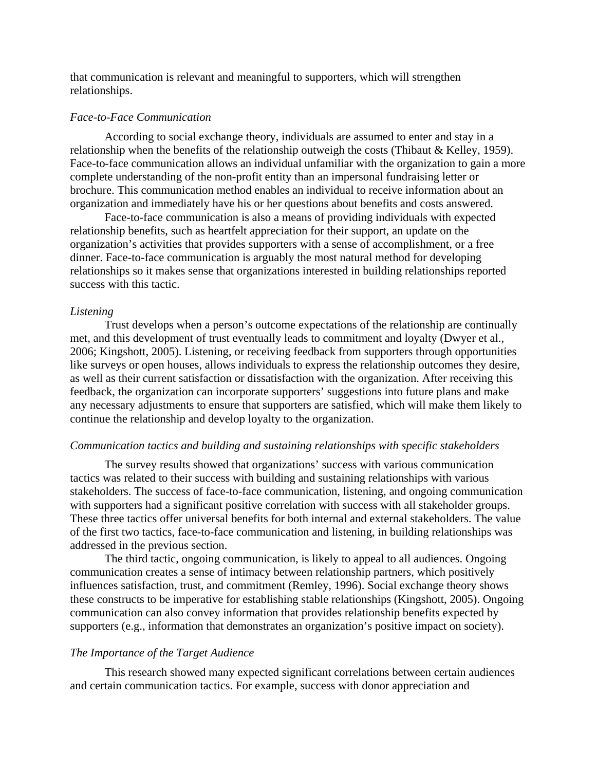that communication is relevant and meaningful to supporters, which will strengthen relationships.

*Face-to-Face Communication*

According to social exchange theory, individuals are assumed to enter and stay in a relationship when the benefits of the relationship outweigh the costs (Thibaut & Kelley, 1959). Face-to-face communication allows an individual unfamiliar with the organization to gain a more complete understanding of the non-profit entity than an impersonal fundraising letter or brochure. This communication method enables an individual to receive information about an organization and immediately have his or her questions about benefits and costs answered.

Face-to-face communication is also a means of providing individuals with expected relationship benefits, such as heartfelt appreciation for their support, an update on the organization's activities that provides supporters with a sense of accomplishment, or a free dinner. Face-to-face communication is arguably the most natural method for developing relationships so it makes sense that organizations interested in building relationships reported success with this tactic.

*Listening*

Trust develops when a person's outcome expectations of the relationship are continually met, and this development of trust eventually leads to commitment and loyalty (Dwyer et al., 2006; Kingshott, 2005). Listening, or receiving feedback from supporters through opportunities like surveys or open houses, allows individuals to express the relationship outcomes they desire, as well as their current satisfaction or dissatisfaction with the organization. After receiving this feedback, the organization can incorporate supporters' suggestions into future plans and make any necessary adjustments to ensure that supporters are satisfied, which will make them likely to continue the relationship and develop loyalty to the organization.

*Communication tactics and building and sustaining relationships with specific stakeholders*

The survey results showed that organizations' success with various communication tactics was related to their success with building and sustaining relationships with various stakeholders. The success of face-to-face communication, listening, and ongoing communication with supporters had a significant positive correlation with success with all stakeholder groups. These three tactics offer universal benefits for both internal and external stakeholders. The value of the first two tactics, face-to-face communication and listening, in building relationships was addressed in the previous section.

The third tactic, ongoing communication, is likely to appeal to all audiences. Ongoing communication creates a sense of intimacy between relationship partners, which positively influences satisfaction, trust, and commitment (Remley, 1996). Social exchange theory shows these constructs to be imperative for establishing stable relationships (Kingshott, 2005). Ongoing communication can also convey information that provides relationship benefits expected by supporters (e.g., information that demonstrates an organization's positive impact on society).

*The Importance of the Target Audience*

This research showed many expected significant correlations between certain audiences and certain communication tactics. For example, success with donor appreciation and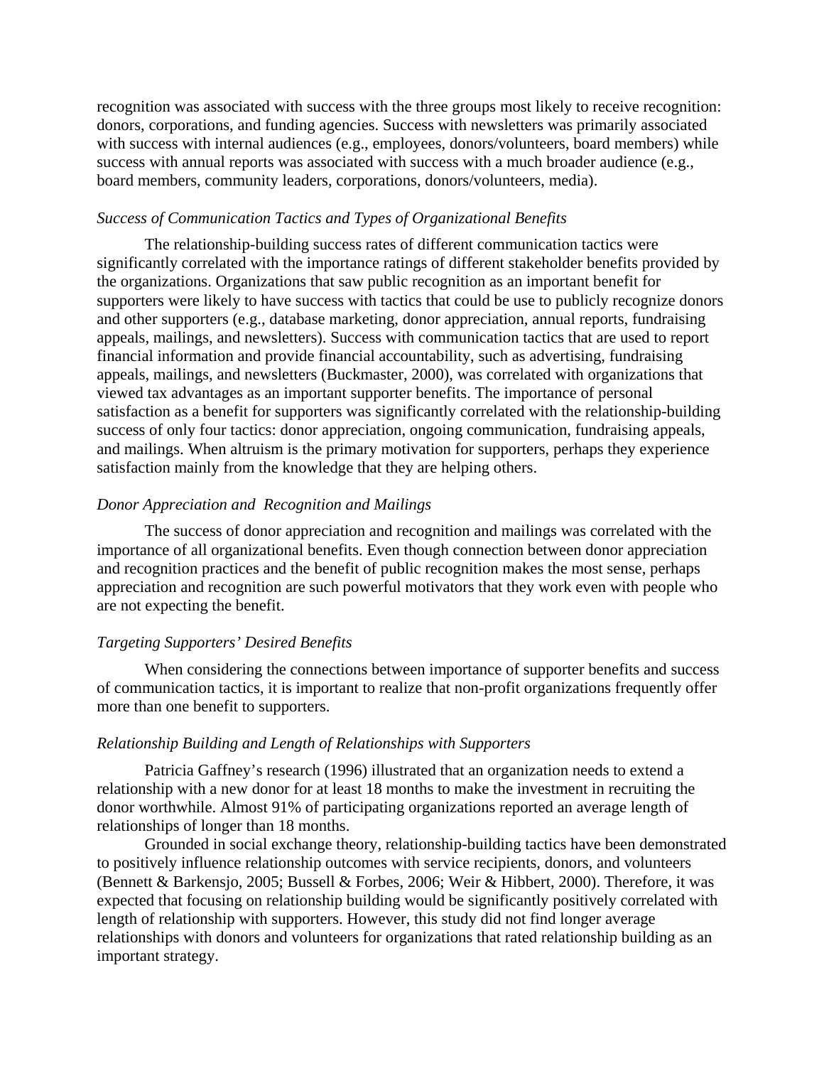recognition was associated with success with the three groups most likely to receive recognition: donors, corporations, and funding agencies. Success with newsletters was primarily associated with success with internal audiences (e.g., employees, donors/volunteers, board members) while success with annual reports was associated with success with a much broader audience (e.g., board members, community leaders, corporations, donors/volunteers, media).

### *Success of Communication Tactics and Types of Organizational Benefits*

The relationship-building success rates of different communication tactics were significantly correlated with the importance ratings of different stakeholder benefits provided by the organizations. Organizations that saw public recognition as an important benefit for supporters were likely to have success with tactics that could be use to publicly recognize donors and other supporters (e.g., database marketing, donor appreciation, annual reports, fundraising appeals, mailings, and newsletters). Success with communication tactics that are used to report financial information and provide financial accountability, such as advertising, fundraising appeals, mailings, and newsletters (Buckmaster, 2000), was correlated with organizations that viewed tax advantages as an important supporter benefits. The importance of personal satisfaction as a benefit for supporters was significantly correlated with the relationship-building success of only four tactics: donor appreciation, ongoing communication, fundraising appeals, and mailings. When altruism is the primary motivation for supporters, perhaps they experience satisfaction mainly from the knowledge that they are helping others.

### *Donor Appreciation and Recognition and Mailings*

The success of donor appreciation and recognition and mailings was correlated with the importance of all organizational benefits. Even though connection between donor appreciation and recognition practices and the benefit of public recognition makes the most sense, perhaps appreciation and recognition are such powerful motivators that they work even with people who are not expecting the benefit.

### *Targeting Supporters' Desired Benefits*

When considering the connections between importance of supporter benefits and success of communication tactics, it is important to realize that non-profit organizations frequently offer more than one benefit to supporters.

### *Relationship Building and Length of Relationships with Supporters*

Patricia Gaffney's research (1996) illustrated that an organization needs to extend a relationship with a new donor for at least 18 months to make the investment in recruiting the donor worthwhile. Almost 91% of participating organizations reported an average length of relationships of longer than 18 months.

Grounded in social exchange theory, relationship-building tactics have been demonstrated to positively influence relationship outcomes with service recipients, donors, and volunteers (Bennett & Barkensjo, 2005; Bussell & Forbes, 2006; Weir & Hibbert, 2000). Therefore, it was expected that focusing on relationship building would be significantly positively correlated with length of relationship with supporters. However, this study did not find longer average relationships with donors and volunteers for organizations that rated relationship building as an important strategy.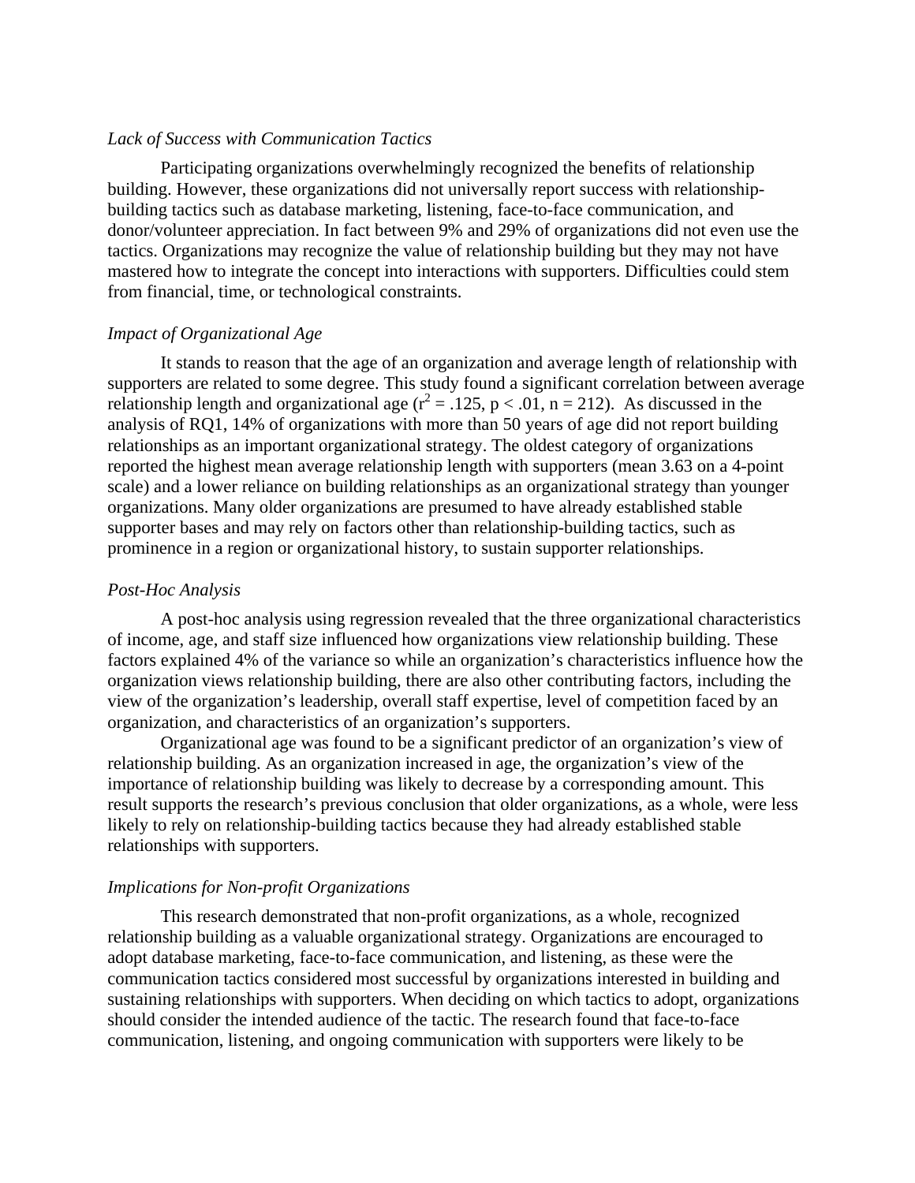*Lack of Success with Communication Tactics*

Participating organizations overwhelmingly recognized the benefits of relationship building. However, these organizations did not universally report success with relationship-building tactics such as database marketing, listening, face-to-face communication, and donor/volunteer appreciation. In fact between 9% and 29% of organizations did not even use the tactics. Organizations may recognize the value of relationship building but they may not have mastered how to integrate the concept into interactions with supporters. Difficulties could stem from financial, time, or technological constraints.

*Impact of Organizational Age*

It stands to reason that the age of an organization and average length of relationship with supporters are related to some degree. This study found a significant correlation between average relationship length and organizational age ($r^2 = .125$, $p < .01$, $n = 212$). As discussed in the analysis of RQ1, 14% of organizations with more than 50 years of age did not report building relationships as an important organizational strategy. The oldest category of organizations reported the highest mean average relationship length with supporters (mean 3.63 on a 4-point scale) and a lower reliance on building relationships as an organizational strategy than younger organizations. Many older organizations are presumed to have already established stable supporter bases and may rely on factors other than relationship-building tactics, such as prominence in a region or organizational history, to sustain supporter relationships.

*Post-Hoc Analysis*

A post-hoc analysis using regression revealed that the three organizational characteristics of income, age, and staff size influenced how organizations view relationship building. These factors explained 4% of the variance so while an organization's characteristics influence how the organization views relationship building, there are also other contributing factors, including the view of the organization's leadership, overall staff expertise, level of competition faced by an organization, and characteristics of an organization's supporters.

Organizational age was found to be a significant predictor of an organization's view of relationship building. As an organization increased in age, the organization's view of the importance of relationship building was likely to decrease by a corresponding amount. This result supports the research's previous conclusion that older organizations, as a whole, were less likely to rely on relationship-building tactics because they had already established stable relationships with supporters.

*Implications for Non-profit Organizations*

This research demonstrated that non-profit organizations, as a whole, recognized relationship building as a valuable organizational strategy. Organizations are encouraged to adopt database marketing, face-to-face communication, and listening, as these were the communication tactics considered most successful by organizations interested in building and sustaining relationships with supporters. When deciding on which tactics to adopt, organizations should consider the intended audience of the tactic. The research found that face-to-face communication, listening, and ongoing communication with supporters were likely to be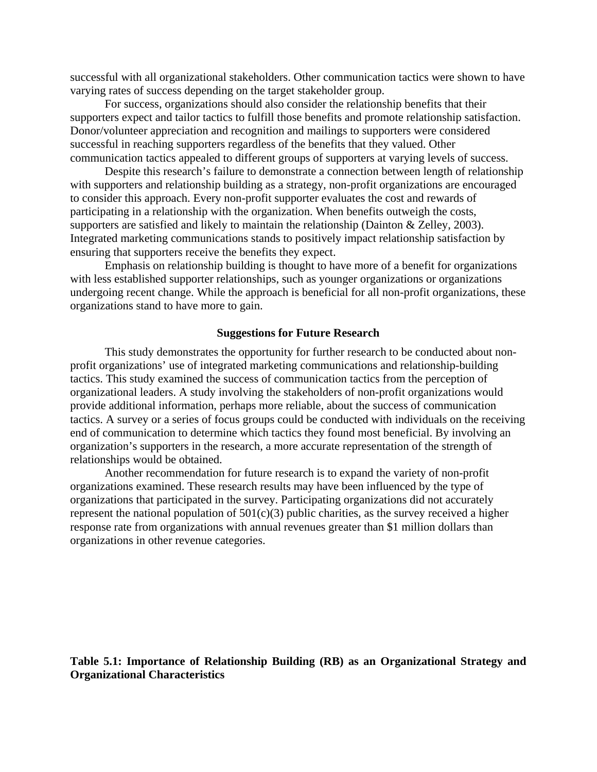successful with all organizational stakeholders. Other communication tactics were shown to have varying rates of success depending on the target stakeholder group.

For success, organizations should also consider the relationship benefits that their supporters expect and tailor tactics to fulfill those benefits and promote relationship satisfaction. Donor/volunteer appreciation and recognition and mailings to supporters were considered successful in reaching supporters regardless of the benefits that they valued. Other communication tactics appealed to different groups of supporters at varying levels of success.

Despite this research's failure to demonstrate a connection between length of relationship with supporters and relationship building as a strategy, non-profit organizations are encouraged to consider this approach. Every non-profit supporter evaluates the cost and rewards of participating in a relationship with the organization. When benefits outweigh the costs, supporters are satisfied and likely to maintain the relationship (Dainton & Zelley, 2003). Integrated marketing communications stands to positively impact relationship satisfaction by ensuring that supporters receive the benefits they expect.

Emphasis on relationship building is thought to have more of a benefit for organizations with less established supporter relationships, such as younger organizations or organizations undergoing recent change. While the approach is beneficial for all non-profit organizations, these organizations stand to have more to gain.

## Suggestions for Future Research

This study demonstrates the opportunity for further research to be conducted about non-profit organizations' use of integrated marketing communications and relationship-building tactics. This study examined the success of communication tactics from the perception of organizational leaders. A study involving the stakeholders of non-profit organizations would provide additional information, perhaps more reliable, about the success of communication tactics. A survey or a series of focus groups could be conducted with individuals on the receiving end of communication to determine which tactics they found most beneficial. By involving an organization's supporters in the research, a more accurate representation of the strength of relationships would be obtained.

Another recommendation for future research is to expand the variety of non-profit organizations examined. These research results may have been influenced by the type of organizations that participated in the survey. Participating organizations did not accurately represent the national population of 501(c)(3) public charities, as the survey received a higher response rate from organizations with annual revenues greater than $1 million dollars than organizations in other revenue categories.

**Table 5.1: Importance of Relationship Building (RB) as an Organizational Strategy and Organizational Characteristics**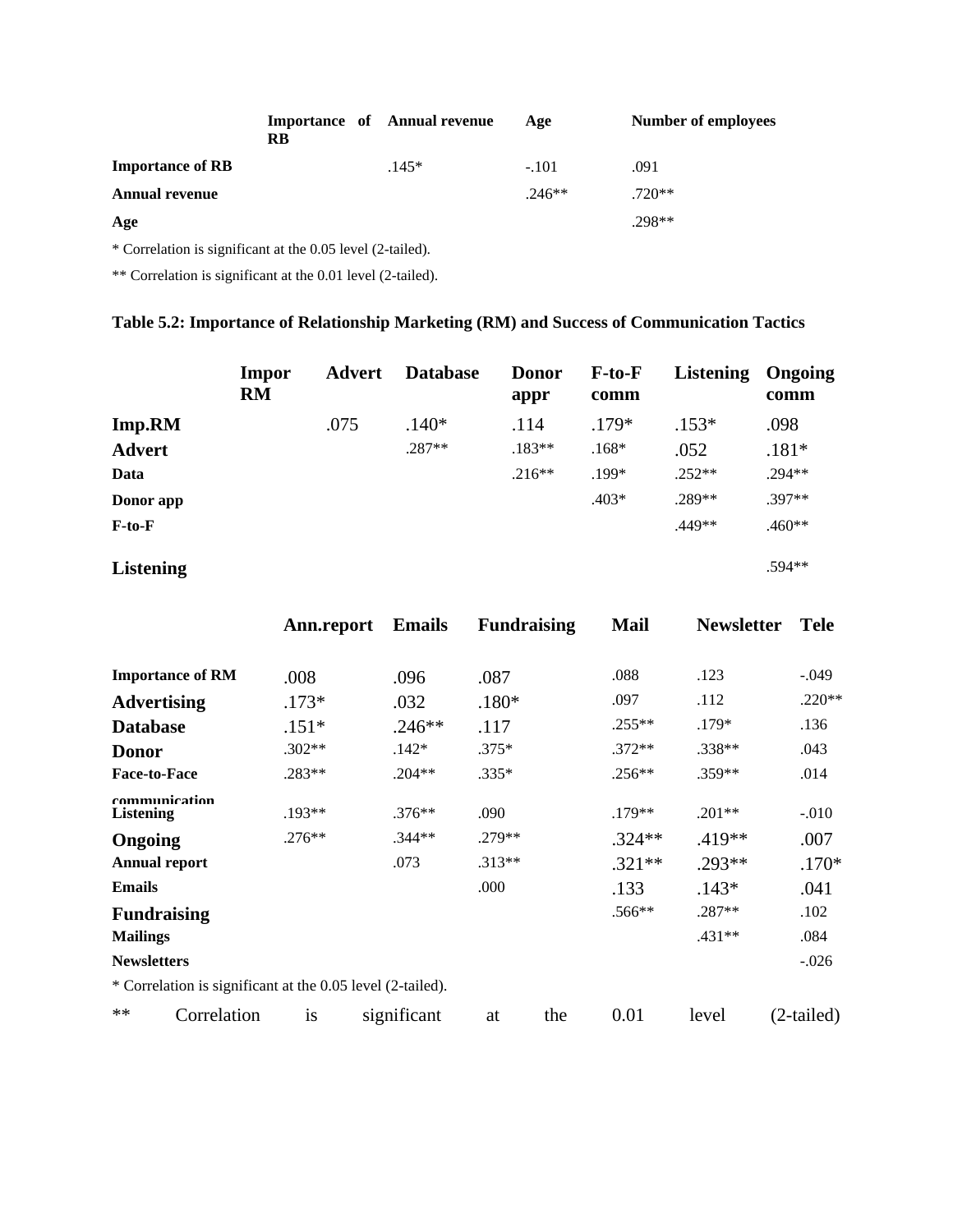| | Importance of RB | Annual revenue | Age | Number of employees |
|---|---|---|---|---|
| **Importance of RB** | | .145* | -.101 | .091 |
| **Annual revenue** | | | .246** | .720** |
| **Age** | | | | .298** |

* Correlation is significant at the 0.05 level (2-tailed).

** Correlation is significant at the 0.01 level (2-tailed).

**Table 5.2: Importance of Relationship Marketing (RM) and Success of Communication Tactics**

| | Impor RM | Advert | Database | Donor appr | F-to-F comm | Listening | Ongoing comm |
|---|---|---|---|---|---|---|---|
| **Imp.RM** | | .075 | .140* | .114 | .179* | .153* | .098 |
| **Advert** | | | .287** | .183** | .168* | .052 | .181* |
| **Data** | | | | .216** | .199* | .252** | .294** |
| **Donor app** | | | | | .403* | .289** | .397** |
| **F-to-F** | | | | | | .449** | .460** |
| **Listening** | | | | | | | .594** |

| | Ann.report | Emails | Fundraising | Mail | Newsletter | Tele |
|---|---|---|---|---|---|---|
| **Importance of RM** | .008 | .096 | .087 | .088 | .123 | -.049 |
| **Advertising** | .173* | .032 | .180* | .097 | .112 | .220** |
| **Database** | .151* | .246** | .117 | .255** | .179* | .136 |
| **Donor** | .302** | .142* | .375* | .372** | .338** | .043 |
| **Face-to-Face communication** | .283** | .204** | .335* | .256** | .359** | .014 |
| **Listening** | .193** | .376** | .090 | .179** | .201** | -.010 |
| **Ongoing** | .276** | .344** | .279** | .324** | .419** | .007 |
| **Annual report** | | .073 | .313** | .321** | .293** | .170* |
| **Emails** | | | .000 | .133 | .143* | .041 |
| **Fundraising** | | | | .566** | .287** | .102 |
| **Mailings** | | | | | .431** | .084 |
| **Newsletters** | | | | | | -.026 |

* Correlation is significant at the 0.05 level (2-tailed).

** Correlation is significant at the 0.01 level (2-tailed)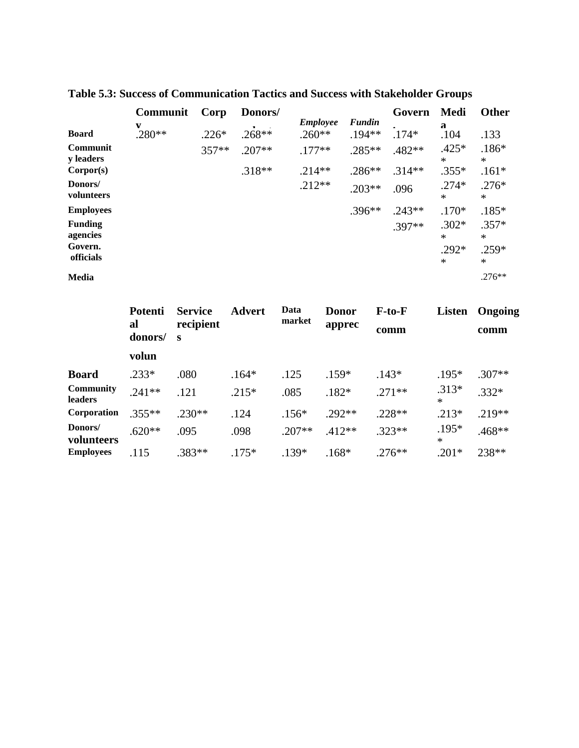**Table 5.3: Success of Communication Tactics and Success with Stakeholder Groups**

| | Community | Corp | Donors/ | Employee | Fundin | Govern. | Media | Other |
|---|---|---|---|---|---|---|---|---|
| Board | .280** | .226* | .268** | .260** | .194** | .174* | .104 | .133 |
| Community leaders | | 357** | .207** | .177** | .285** | .482** | .425** | .186** |
| Corpor(s) | | | .318** | .214** | .286** | .314** | .355* | .161* |
| Donors/ volunteers | | | | .212** | .203** | .096 | .274** | .276** |
| Employees | | | | | .396** | .243** | .170* | .185* |
| Funding agencies | | | | | | .397** | .302** | .357** |
| Govern. officials | | | | | | | .292** | .259** |
| Media | | | | | | | | .276** |

| | Potential donors/ volun | Service recipients | Advert | Data market | Donor apprec | F-to-F comm | Listen | Ongoing comm |
|---|---|---|---|---|---|---|---|---|
| Board | .233* | .080 | .164* | .125 | .159* | .143* | .195* | .307** |
| Community leaders | .241** | .121 | .215* | .085 | .182* | .271** | .313** | .332* |
| Corporation | .355** | .230** | .124 | .156* | .292** | .228** | .213* | .219** |
| Donors/ volunteers | .620** | .095 | .098 | .207** | .412** | .323** | .195** | .468** |
| Employees | .115 | .383** | .175* | .139* | .168* | .276** | .201* | 238** |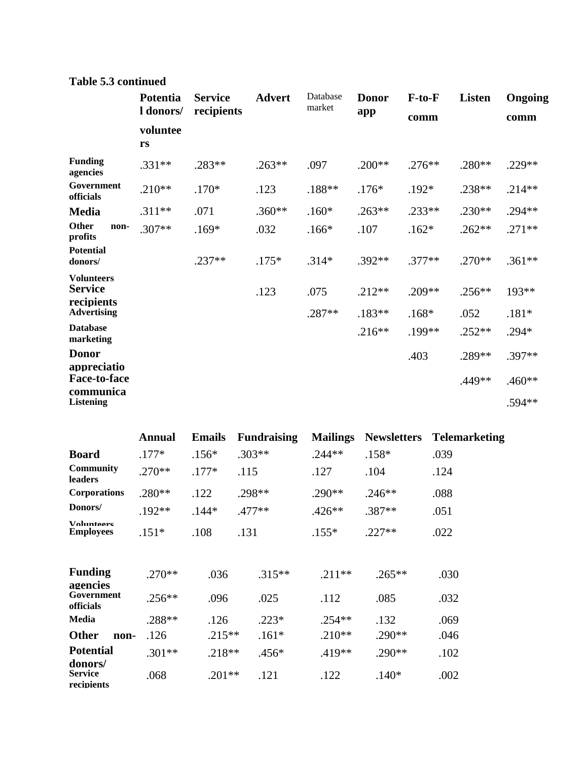**Table 5.3 continued**

| | Potential donors/ volunteers | Service recipients | Advert | Database market | Donor app | F-to-F comm | Listen | Ongoing comm |
|---|---|---|---|---|---|---|---|---|
| Funding agencies | .331** | .283** | .263** | .097 | .200** | .276** | .280** | .229** |
| Government officials | .210** | .170* | .123 | .188** | .176* | .192* | .238** | .214** |
| Media | .311** | .071 | .360** | .160* | .263** | .233** | .230** | .294** |
| Other non-profits | .307** | .169* | .032 | .166* | .107 | .162* | .262** | .271** |
| Potential donors/ Volunteers | | .237** | .175* | .314* | .392** | .377** | .270** | .361** |
| Service recipients | | | .123 | .075 | .212** | .209** | .256** | 193** |
| Advertising | | | | .287** | .183** | .168* | .052 | .181* |
| Database marketing | | | | | .216** | .199** | .252** | .294* |
| Donor appreciatio | | | | | | .403 | .289** | .397** |
| Face-to-face communica | | | | | | | .449** | .460** |
| Listening | | | | | | | | .594** |

| | Annual | Emails | Fundraising | Mailings | Newsletters | Telemarketing |
|---|---|---|---|---|---|---|
| Board | .177* | .156* | .303** | .244** | .158* | .039 |
| Community leaders | .270** | .177* | .115 | .127 | .104 | .124 |
| Corporations | .280** | .122 | .298** | .290** | .246** | .088 |
| Donors/ Volunteers | .192** | .144* | .477** | .426** | .387** | .051 |
| Employees | .151* | .108 | .131 | .155* | .227** | .022 |
| Funding agencies | .270** | .036 | .315** | .211** | .265** | .030 |
| Government officials | .256** | .096 | .025 | .112 | .085 | .032 |
| Media | .288** | .126 | .223* | .254** | .132 | .069 |
| Other non- | .126 | .215** | .161* | .210** | .290** | .046 |
| Potential donors/ | .301** | .218** | .456* | .419** | .290** | .102 |
| Service recipients | .068 | .201** | .121 | .122 | .140* | .002 |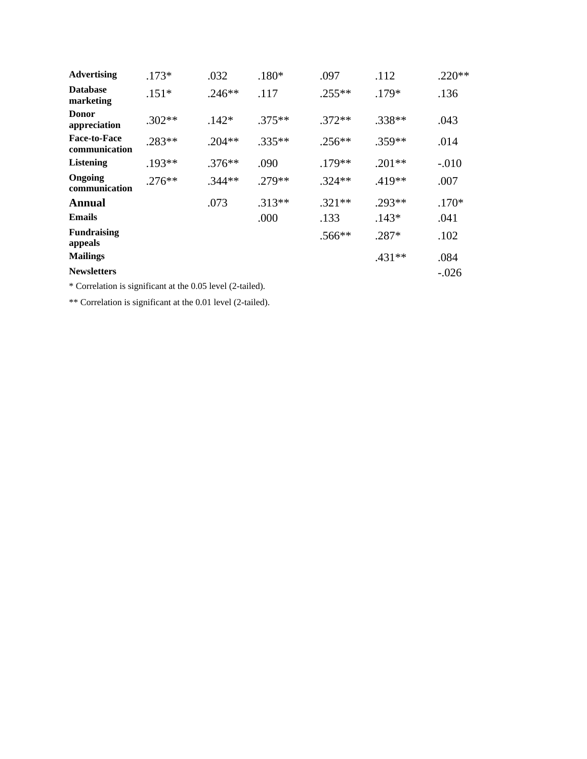| | | | | | | |
|---|---|---|---|---|---|---|
| **Advertising** | .173* | .032 | .180* | .097 | .112 | .220** |
| **Database marketing** | .151* | .246** | .117 | .255** | .179* | .136 |
| **Donor appreciation** | .302** | .142* | .375** | .372** | .338** | .043 |
| **Face-to-Face communication** | .283** | .204** | .335** | .256** | .359** | .014 |
| **Listening** | .193** | .376** | .090 | .179** | .201** | -.010 |
| **Ongoing communication** | .276** | .344** | .279** | .324** | .419** | .007 |
| **Annual** | | .073 | .313** | .321** | .293** | .170* |
| **Emails** | | | .000 | .133 | .143* | .041 |
| **Fundraising appeals** | | | | .566** | .287* | .102 |
| **Mailings** | | | | | .431** | .084 |
| **Newsletters** | | | | | | -.026 |

* Correlation is significant at the 0.05 level (2-tailed).

** Correlation is significant at the 0.01 level (2-tailed).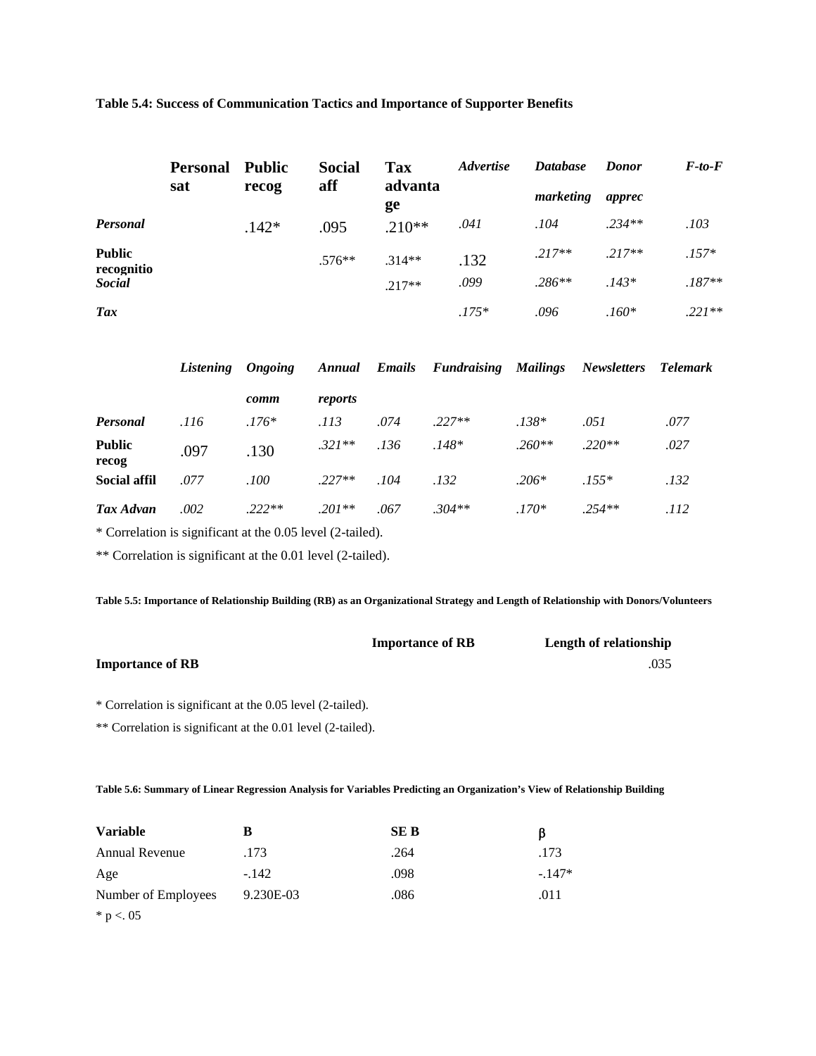**Table 5.4: Success of Communication Tactics and Importance of Supporter Benefits**

| | **Personal sat** | **Public recog** | **Social aff** | **Tax advantage** | ***Advertise*** | ***Database marketing*** | ***Donor apprec*** | ***F-to-F*** |
|---|---|---|---|---|---|---|---|---|
| ***Personal*** | | .142* | .095 | .210** | *.041* | *.104* | *.234*** | *.103* |
| **Public recognitio** | | | .576** | .314** | .132 | *.217*** | *.217*** | *.157** |
| ***Social*** | | | | .217** | *.099* | *.286*** | *.143** | *.187*** |
| ***Tax*** | | | | | *.175** | *.096* | *.160** | *.221*** |

| | ***Listening*** | ***Ongoing comm*** | ***Annual reports*** | ***Emails*** | ***Fundraising*** | ***Mailings*** | ***Newsletters*** | ***Telemark*** |
|---|---|---|---|---|---|---|---|---|
| ***Personal*** | *.116* | *.176** | *.113* | *.074* | *.227*** | *.138** | *.051* | *.077* |
| **Public recog** | .097 | .130 | *.321*** | *.136* | *.148** | *.260*** | *.220*** | *.027* |
| **Social affil** | *.077* | *.100* | *.227*** | *.104* | *.132* | *.206** | *.155** | *.132* |
| ***Tax Advan*** | *.002* | *.222*** | *.201*** | *.067* | *.304*** | *.170** | *.254*** | *.112* |

* Correlation is significant at the 0.05 level (2-tailed).

** Correlation is significant at the 0.01 level (2-tailed).

**Table 5.5: Importance of Relationship Building (RB) as an Organizational Strategy and Length of Relationship with Donors/Volunteers**

| | **Importance of RB** | **Length of relationship** |
|---|---|---|
| **Importance of RB** | | .035 |

* Correlation is significant at the 0.05 level (2-tailed).

** Correlation is significant at the 0.01 level (2-tailed).

**Table 5.6: Summary of Linear Regression Analysis for Variables Predicting an Organization's View of Relationship Building**

| **Variable** | **B** | **SE B** | $\beta$ |
|---|---|---|---|
| Annual Revenue | .173 | .264 | .173 |
| Age | -.142 | .098 | -.147* |
| Number of Employees | 9.230E-03 | .086 | .011 |

* $p < .05$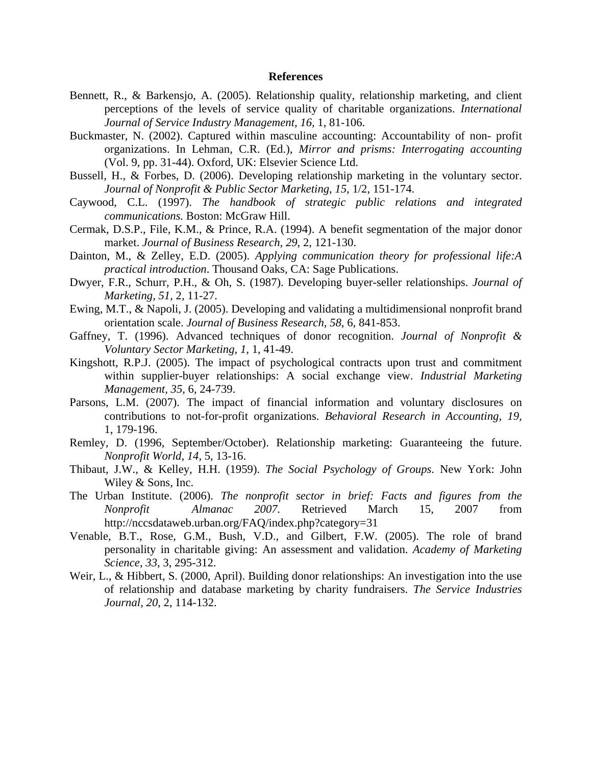## References

Bennett, R., & Barkensjo, A. (2005). Relationship quality, relationship marketing, and client perceptions of the levels of service quality of charitable organizations. *International Journal of Service Industry Management, 16,* 1, 81-106.

Buckmaster, N. (2002). Captured within masculine accounting: Accountability of non- profit organizations. In Lehman, C.R. (Ed.), *Mirror and prisms: Interrogating accounting* (Vol. 9, pp. 31-44). Oxford, UK: Elsevier Science Ltd.

Bussell, H., & Forbes, D. (2006). Developing relationship marketing in the voluntary sector. *Journal of Nonprofit & Public Sector Marketing*, *15*, 1/2, 151-174.

Caywood, C.L. (1997). *The handbook of strategic public relations and integrated communications.* Boston: McGraw Hill.

Cermak, D.S.P., File, K.M., & Prince, R.A. (1994). A benefit segmentation of the major donor market. *Journal of Business Research, 29*, 2, 121-130.

Dainton, M., & Zelley, E.D. (2005). *Applying communication theory for professional life:A practical introduction*. Thousand Oaks, CA: Sage Publications.

Dwyer, F.R., Schurr, P.H., & Oh, S. (1987). Developing buyer-seller relationships. *Journal of Marketing, 51,* 2, 11-27.

Ewing, M.T., & Napoli, J. (2005). Developing and validating a multidimensional nonprofit brand orientation scale. *Journal of Business Research, 58*, 6, 841-853.

Gaffney, T. (1996). Advanced techniques of donor recognition. *Journal of Nonprofit & Voluntary Sector Marketing, 1,* 1, 41-49.

Kingshott, R.P.J. (2005). The impact of psychological contracts upon trust and commitment within supplier-buyer relationships: A social exchange view. *Industrial Marketing Management, 35,* 6, 24-739.

Parsons, L.M. (2007). The impact of financial information and voluntary disclosures on contributions to not-for-profit organizations. *Behavioral Research in Accounting, 19,* 1, 179-196.

Remley, D. (1996, September/October). Relationship marketing: Guaranteeing the future. *Nonprofit World, 14,* 5, 13-16.

Thibaut, J.W., & Kelley, H.H. (1959). *The Social Psychology of Groups*. New York: John Wiley & Sons, Inc.

The Urban Institute. (2006). *The nonprofit sector in brief: Facts and figures from the Nonprofit Almanac 2007.* Retrieved March 15, 2007 from http://nccsdataweb.urban.org/FAQ/index.php?category=31

Venable, B.T., Rose, G.M., Bush, V.D., and Gilbert, F.W. (2005). The role of brand personality in charitable giving: An assessment and validation. *Academy of Marketing Science, 33*, 3, 295-312.

Weir, L., & Hibbert, S. (2000, April). Building donor relationships: An investigation into the use of relationship and database marketing by charity fundraisers. *The Service Industries Journal, 20*, 2, 114-132.